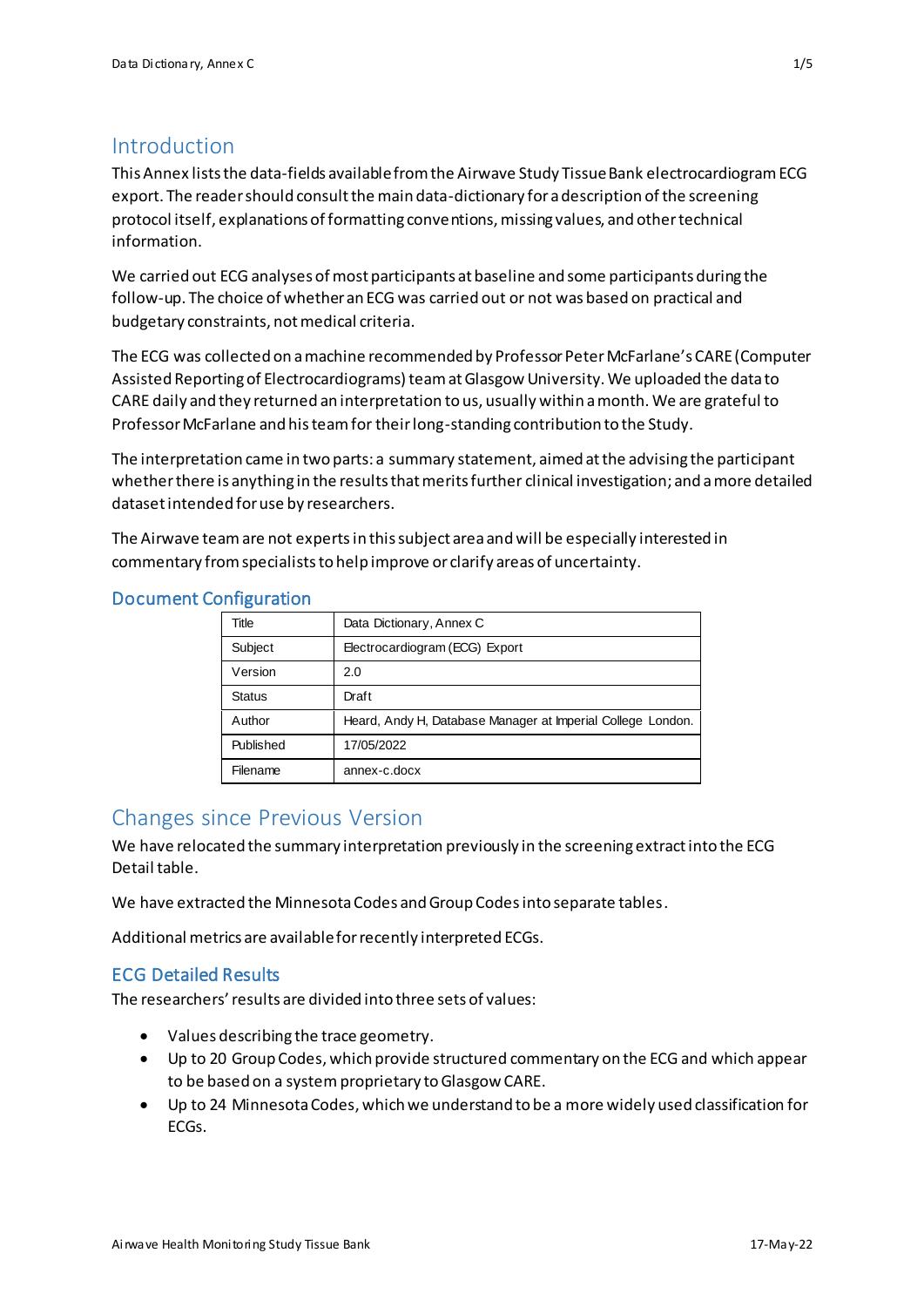# Introduction

This Annex lists the data-fields available from the Airwave Study Tissue Bank electrocardiogram ECG export. The reader should consult the main data-dictionary for a description of the screening protocol itself, explanations of formatting conventions, missing values, and other technical information.

We carried out ECG analyses of most participants at baseline and some participants during the follow-up. The choice of whether an ECG was carried out or not was based on practical and budgetary constraints, not medical criteria.

The ECG was collected on a machine recommended by Professor Peter McFarlane's CARE (Computer Assisted Reporting of Electrocardiograms) team at Glasgow University. We uploaded the data to CARE daily and they returned an interpretation to us, usually within a month. We are grateful to Professor McFarlane and his team for their long-standing contribution to the Study.

The interpretation came in two parts: a summary statement, aimed at the advising the participant whether there is anything in the results that merits further clinical investigation; and a more detailed dataset intended for use by researchers.

The Airwave team are not experts in this subject area and will be especially interested in commentary from specialists to help improve or clarify areas of uncertainty.

## Document Configuration

| | |
|---|---|
| Title | Data Dictionary, Annex C |
| Subject | Electrocardiogram (ECG) Export |
| Version | 2.0 |
| Status | Draft |
| Author | Heard, Andy H, Database Manager at Imperial College London. |
| Published | 17/05/2022 |
| Filename | annex-c.docx |

# Changes since Previous Version

We have relocated the summary interpretation previously in the screening extract into the ECG Detail table.

We have extracted the Minnesota Codes and Group Codes into separate tables.

Additional metrics are available for recently interpreted ECGs.

## ECG Detailed Results

The researchers' results are divided into three sets of values:

- Values describing the trace geometry.
- Up to 20 Group Codes, which provide structured commentary on the ECG and which appear to be based on a system proprietary to Glasgow CARE.
- Up to 24 Minnesota Codes, which we understand to be a more widely used classification for ECGs.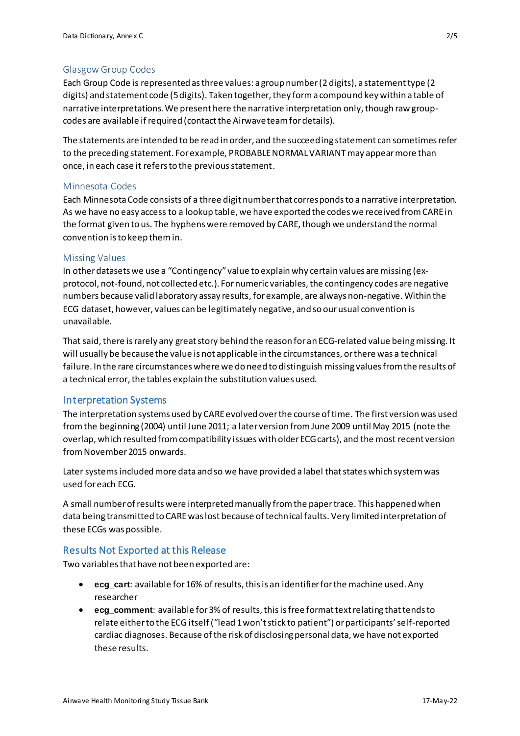### Glasgow Group Codes

Each Group Code is represented as three values: a group number (2 digits), a statement type (2 digits) and statement code (5 digits). Taken together, they form a compound key within a table of narrative interpretations. We present here the narrative interpretation only, though raw group-codes are available if required (contact the Airwave team for details).

The statements are intended to be read in order, and the succeeding statement can sometimes refer to the preceding statement. For example, PROBABLE NORMAL VARIANT may appear more than once, in each case it refers to the previous statement.

### Minnesota Codes

Each Minnesota Code consists of a three digit number that corresponds to a narrative interpretation. As we have no easy access to a lookup table, we have exported the codes we received from CARE in the format given to us. The hyphens were removed by CARE, though we understand the normal convention is to keep them in.

### Missing Values

In other datasets we use a "Contingency" value to explain why certain values are missing (ex-protocol, not-found, not collected etc.). For numeric variables, the contingency codes are negative numbers because valid laboratory assay results, for example, are always non-negative. Within the ECG dataset, however, values can be legitimately negative, and so our usual convention is unavailable.

That said, there is rarely any great story behind the reason for an ECG-related value being missing. It will usually be because the value is not applicable in the circumstances, or there was a technical failure. In the rare circumstances where we do need to distinguish missing values from the results of a technical error, the tables explain the substitution values used.

## Interpretation Systems

The interpretation systems used by CARE evolved over the course of time. The first version was used from the beginning (2004) until June 2011; a later version from June 2009 until May 2015 (note the overlap, which resulted from compatibility issues with older ECG carts), and the most recent version from November 2015 onwards.

Later systems included more data and so we have provided a label that states which system was used for each ECG.

A small number of results were interpreted manually from the paper trace. This happened when data being transmitted to CARE was lost because of technical faults. Very limited interpretation of these ECGs was possible.

## Results Not Exported at this Release

Two variables that have not been exported are:

- **ecg_cart**: available for 16% of results, this is an identifier for the machine used. Any researcher
- **ecg_comment**: available for 3% of results, this is free format text relating that tends to relate either to the ECG itself ("lead 1 won't stick to patient") or participants' self-reported cardiac diagnoses. Because of the risk of disclosing personal data, we have not exported these results.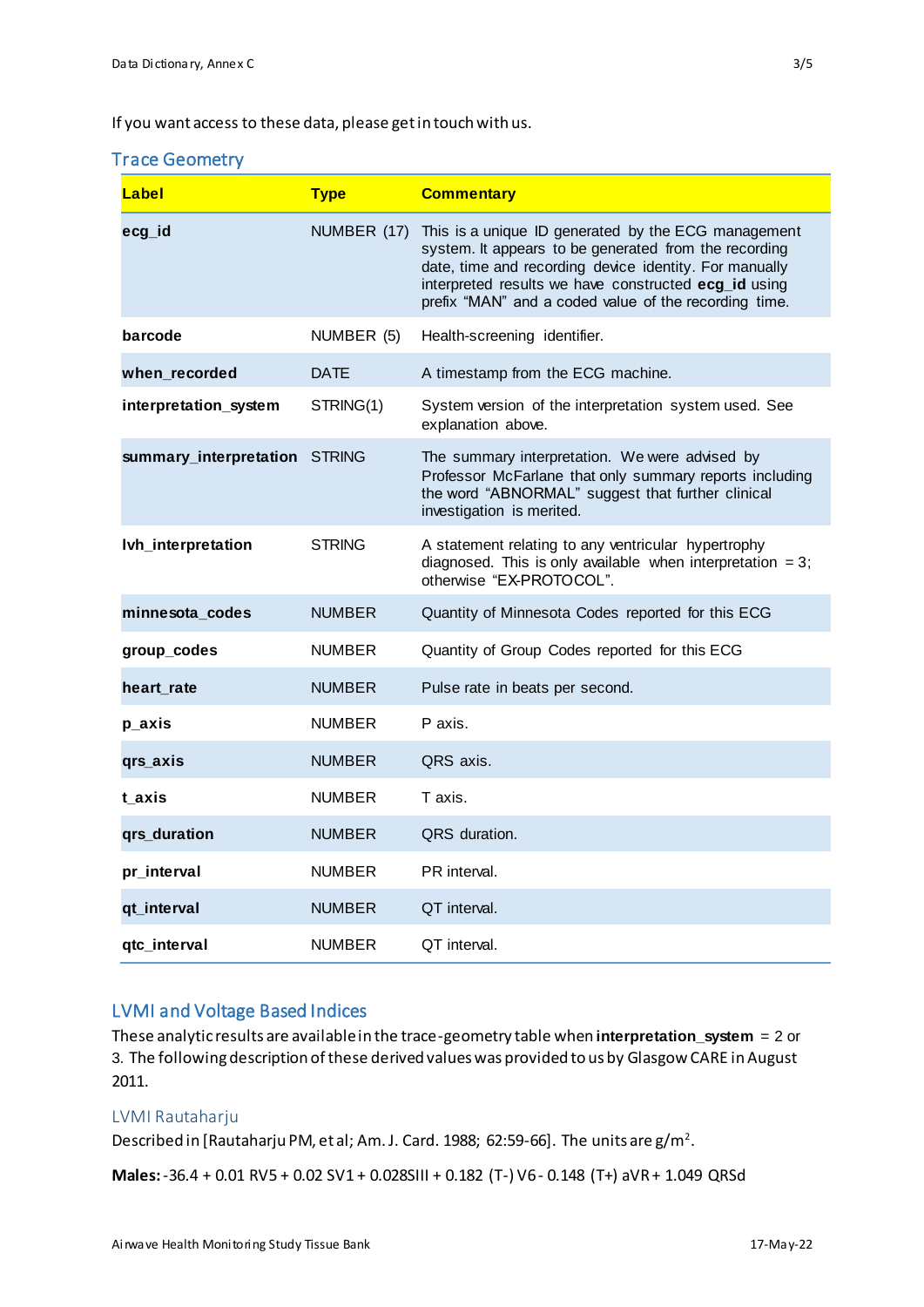If you want access to these data, please get in touch with us.

## Trace Geometry

| Label | Type | Commentary |
|---|---|---|
| **ecg_id** | NUMBER (17) | This is a unique ID generated by the ECG management system. It appears to be generated from the recording date, time and recording device identity. For manually interpreted results we have constructed **ecg_id** using prefix "MAN" and a coded value of the recording time. |
| **barcode** | NUMBER (5) | Health-screening identifier. |
| **when_recorded** | DATE | A timestamp from the ECG machine. |
| **interpretation_system** | STRING(1) | System version of the interpretation system used. See explanation above. |
| **summary_interpretation** | STRING | The summary interpretation. We were advised by Professor McFarlane that only summary reports including the word "ABNORMAL" suggest that further clinical investigation is merited. |
| **lvh_interpretation** | STRING | A statement relating to any ventricular hypertrophy diagnosed. This is only available when interpretation = 3; otherwise "EX-PROTOCOL". |
| **minnesota_codes** | NUMBER | Quantity of Minnesota Codes reported for this ECG |
| **group_codes** | NUMBER | Quantity of Group Codes reported for this ECG |
| **heart_rate** | NUMBER | Pulse rate in beats per second. |
| **p_axis** | NUMBER | P axis. |
| **qrs_axis** | NUMBER | QRS axis. |
| **t_axis** | NUMBER | T axis. |
| **qrs_duration** | NUMBER | QRS duration. |
| **pr_interval** | NUMBER | PR interval. |
| **qt_interval** | NUMBER | QT interval. |
| **qtc_interval** | NUMBER | QT interval. |

## LVMI and Voltage Based Indices

These analytic results are available in the trace-geometry table when **interpretation_system** = 2 or 3. The following description of these derived values was provided to us by Glasgow CARE in August 2011.

### LVMI Rautaharju

Described in [Rautaharju PM, et al; Am. J. Card. 1988; 62:59-66]. The units are $g/m^2$.

**Males:** -36.4 + 0.01 RV5 + 0.02 SV1 + 0.028SIII + 0.182 (T-) V6 - 0.148 (T+) aVR + 1.049 QRSd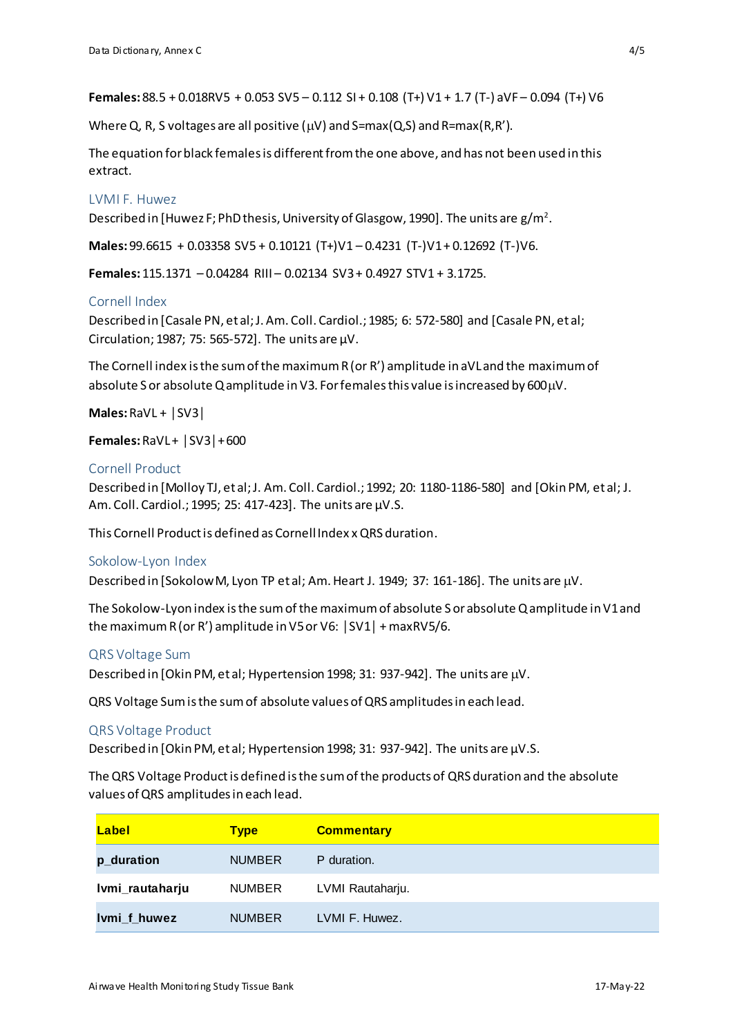**Females:** 88.5 + 0.018RV5 + 0.053 SV5 – 0.112 SI + 0.108 (T+) V1 + 1.7 (T-) aVF – 0.094 (T+) V6

Where Q, R, S voltages are all positive (µV) and S=max(Q,S) and R=max(R,R').

The equation for black females is different from the one above, and has not been used in this extract.

### LVMI F. Huwez

Described in [Huwez F; PhD thesis, University of Glasgow, 1990]. The units are $g/m^2$.

**Males:** 99.6615 + 0.03358 SV5 + 0.10121 (T+)V1 – 0.4231 (T-)V1 + 0.12692 (T-)V6.

**Females:** 115.1371 – 0.04284 RIII – 0.02134 SV3 + 0.4927 STV1 + 3.1725.

### Cornell Index

Described in [Casale PN, et al; J. Am. Coll. Cardiol.; 1985; 6: 572-580] and [Casale PN, et al; Circulation; 1987; 75: 565-572]. The units are µV.

The Cornell index is the sum of the maximum R (or R') amplitude in aVL and the maximum of absolute S or absolute Q amplitude in V3. For females this value is increased by 600 µV.

**Males:** RaVL + |SV3|

**Females:** RaVL + |SV3| + 600

### Cornell Product

Described in [Molloy TJ, et al; J. Am. Coll. Cardiol.; 1992; 20: 1180-1186-580] and [Okin PM, et al; J. Am. Coll. Cardiol.; 1995; 25: 417-423]. The units are µV.S.

This Cornell Product is defined as Cornell Index x QRS duration.

### Sokolow-Lyon Index

Described in [Sokolow M, Lyon TP et al; Am. Heart J. 1949; 37: 161-186]. The units are µV.

The Sokolow-Lyon index is the sum of the maximum of absolute S or absolute Q amplitude in V1 and the maximum R (or R') amplitude in V5 or V6: |SV1| + maxRV5/6.

### QRS Voltage Sum

Described in [Okin PM, et al; Hypertension 1998; 31: 937-942]. The units are µV.

QRS Voltage Sum is the sum of absolute values of QRS amplitudes in each lead.

### QRS Voltage Product

Described in [Okin PM, et al; Hypertension 1998; 31: 937-942]. The units are µV.S.

The QRS Voltage Product is defined is the sum of the products of QRS duration and the absolute values of QRS amplitudes in each lead.

| Label | Type | Commentary |
|---|---|---|
| **p_duration** | NUMBER | P duration. |
| **lvmi_rautaharju** | NUMBER | LVMI Rautaharju. |
| **lvmi_f_huwez** | NUMBER | LVMI F. Huwez. |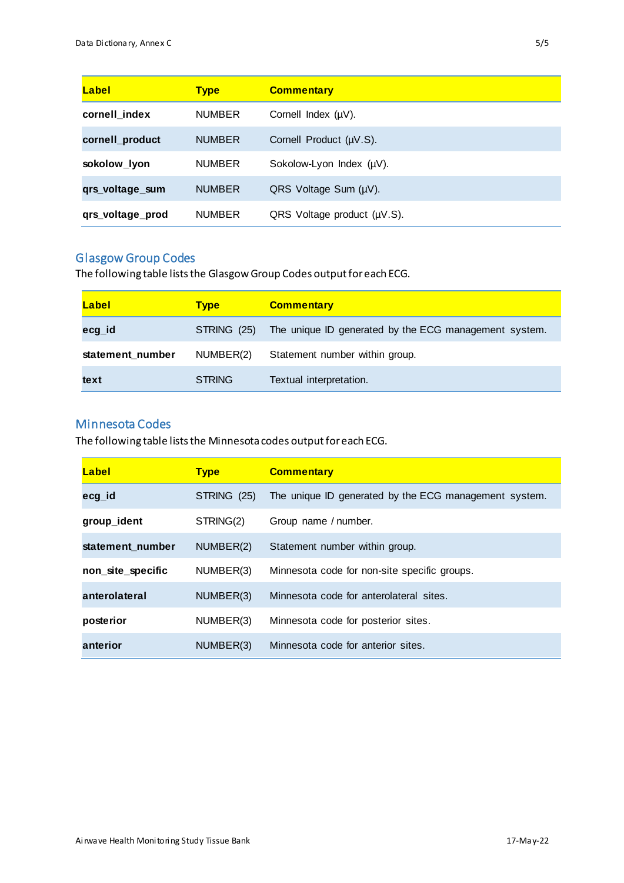| Label | Type | Commentary |
|---|---|---|
| **cornell_index** | NUMBER | Cornell Index (µV). |
| **cornell_product** | NUMBER | Cornell Product (µV.S). |
| **sokolow_lyon** | NUMBER | Sokolow-Lyon Index (µV). |
| **qrs_voltage_sum** | NUMBER | QRS Voltage Sum (µV). |
| **qrs_voltage_prod** | NUMBER | QRS Voltage product (µV.S). |

## Glasgow Group Codes

The following table lists the Glasgow Group Codes output for each ECG.

| Label | Type | Commentary |
|---|---|---|
| **ecg_id** | STRING (25) | The unique ID generated by the ECG management system. |
| **statement_number** | NUMBER(2) | Statement number within group. |
| **text** | STRING | Textual interpretation. |

## Minnesota Codes

The following table lists the Minnesota codes output for each ECG.

| Label | Type | Commentary |
|---|---|---|
| **ecg_id** | STRING (25) | The unique ID generated by the ECG management system. |
| **group_ident** | STRING(2) | Group name / number. |
| **statement_number** | NUMBER(2) | Statement number within group. |
| **non_site_specific** | NUMBER(3) | Minnesota code for non-site specific groups. |
| **anterolateral** | NUMBER(3) | Minnesota code for anterolateral sites. |
| **posterior** | NUMBER(3) | Minnesota code for posterior sites. |
| **anterior** | NUMBER(3) | Minnesota code for anterior sites. |